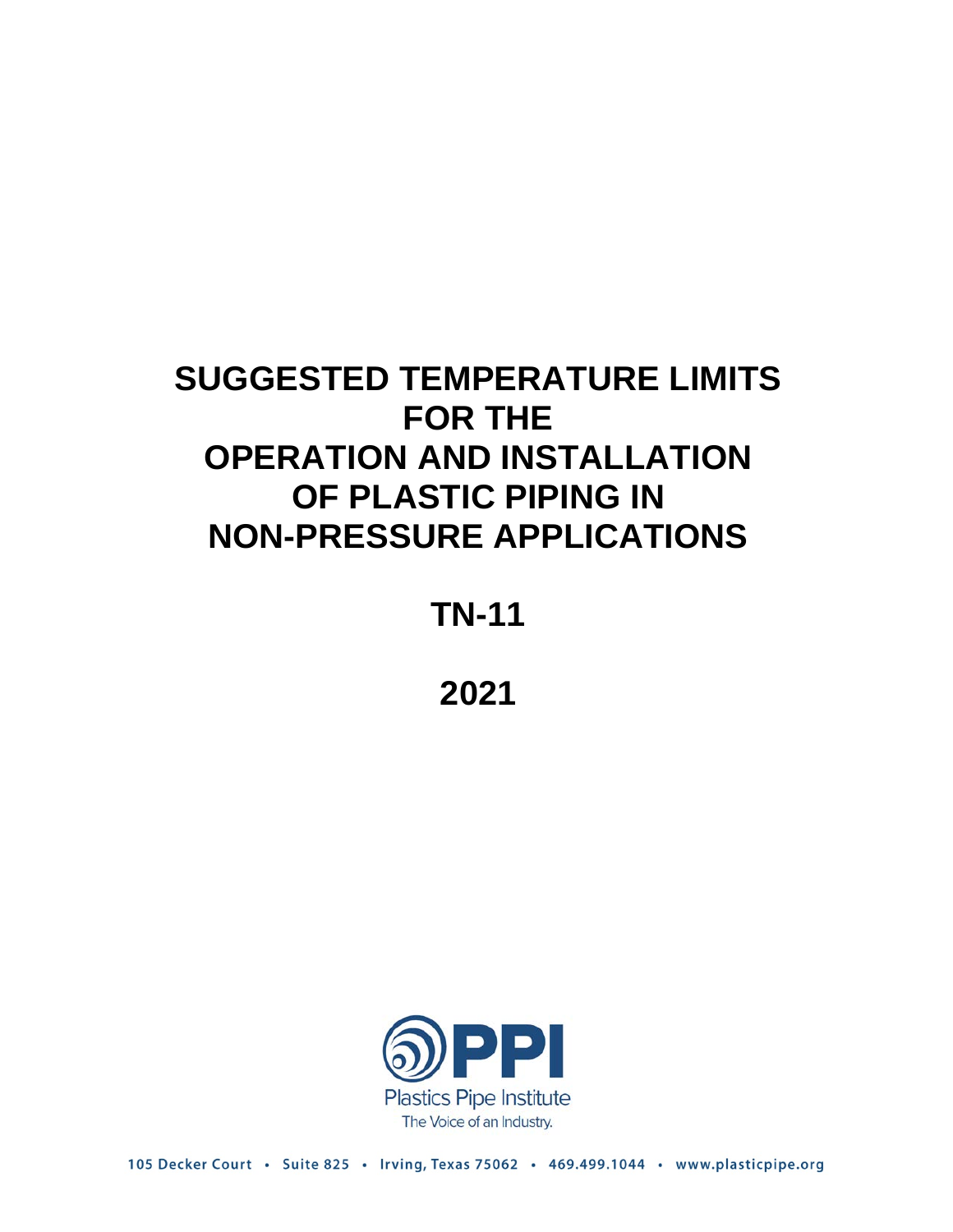# SUGGESTED TEMPERATURE LIMITS FOR THE OPERATION AND INSTALLATION OF PLASTIC PIPING IN NON-PRESSURE APPLICATIONS

## TN-11

## 2021

PPI

Plastics Pipe Institute

The Voice of an Industry.

105 Decker Court • Suite 825 • Irving, Texas 75062 • 469.499.1044 • www.plasticpipe.org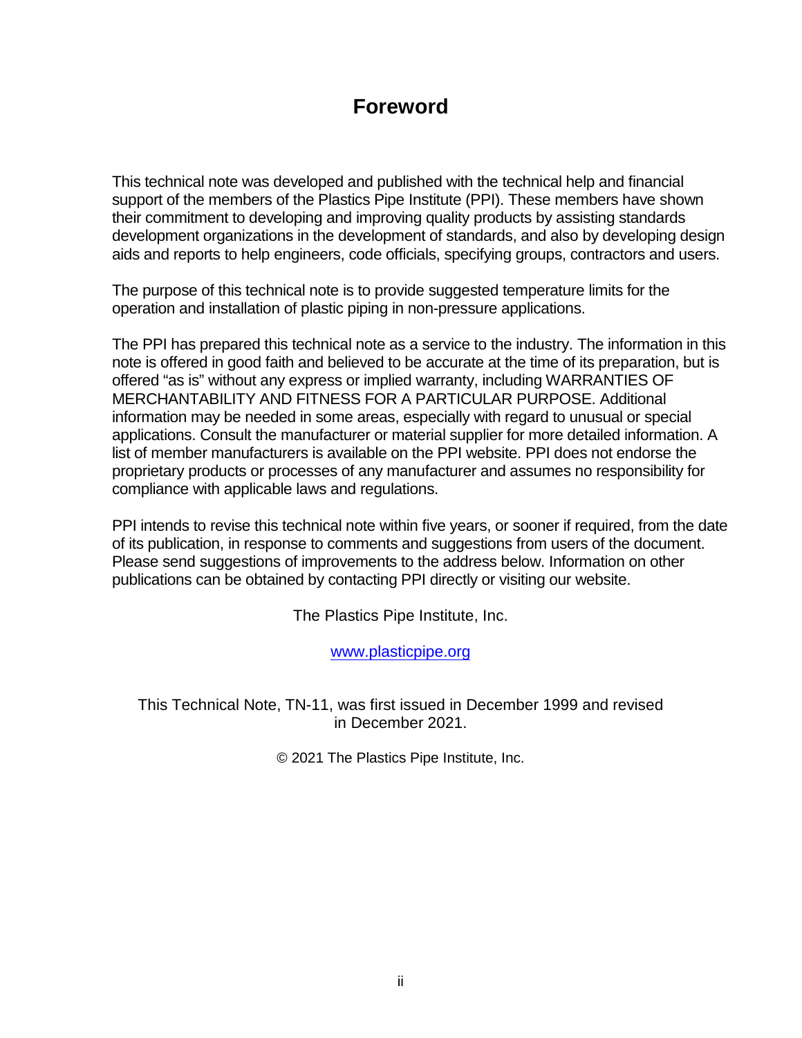# Foreword

This technical note was developed and published with the technical help and financial support of the members of the Plastics Pipe Institute (PPI). These members have shown their commitment to developing and improving quality products by assisting standards development organizations in the development of standards, and also by developing design aids and reports to help engineers, code officials, specifying groups, contractors and users.

The purpose of this technical note is to provide suggested temperature limits for the operation and installation of plastic piping in non-pressure applications.

The PPI has prepared this technical note as a service to the industry. The information in this note is offered in good faith and believed to be accurate at the time of its preparation, but is offered "as is" without any express or implied warranty, including WARRANTIES OF MERCHANTABILITY AND FITNESS FOR A PARTICULAR PURPOSE. Additional information may be needed in some areas, especially with regard to unusual or special applications. Consult the manufacturer or material supplier for more detailed information. A list of member manufacturers is available on the PPI website. PPI does not endorse the proprietary products or processes of any manufacturer and assumes no responsibility for compliance with applicable laws and regulations.

PPI intends to revise this technical note within five years, or sooner if required, from the date of its publication, in response to comments and suggestions from users of the document. Please send suggestions of improvements to the address below. Information on other publications can be obtained by contacting PPI directly or visiting our website.

The Plastics Pipe Institute, Inc.

www.plasticpipe.org

This Technical Note, TN-11, was first issued in December 1999 and revised in December 2021.

© 2021 The Plastics Pipe Institute, Inc.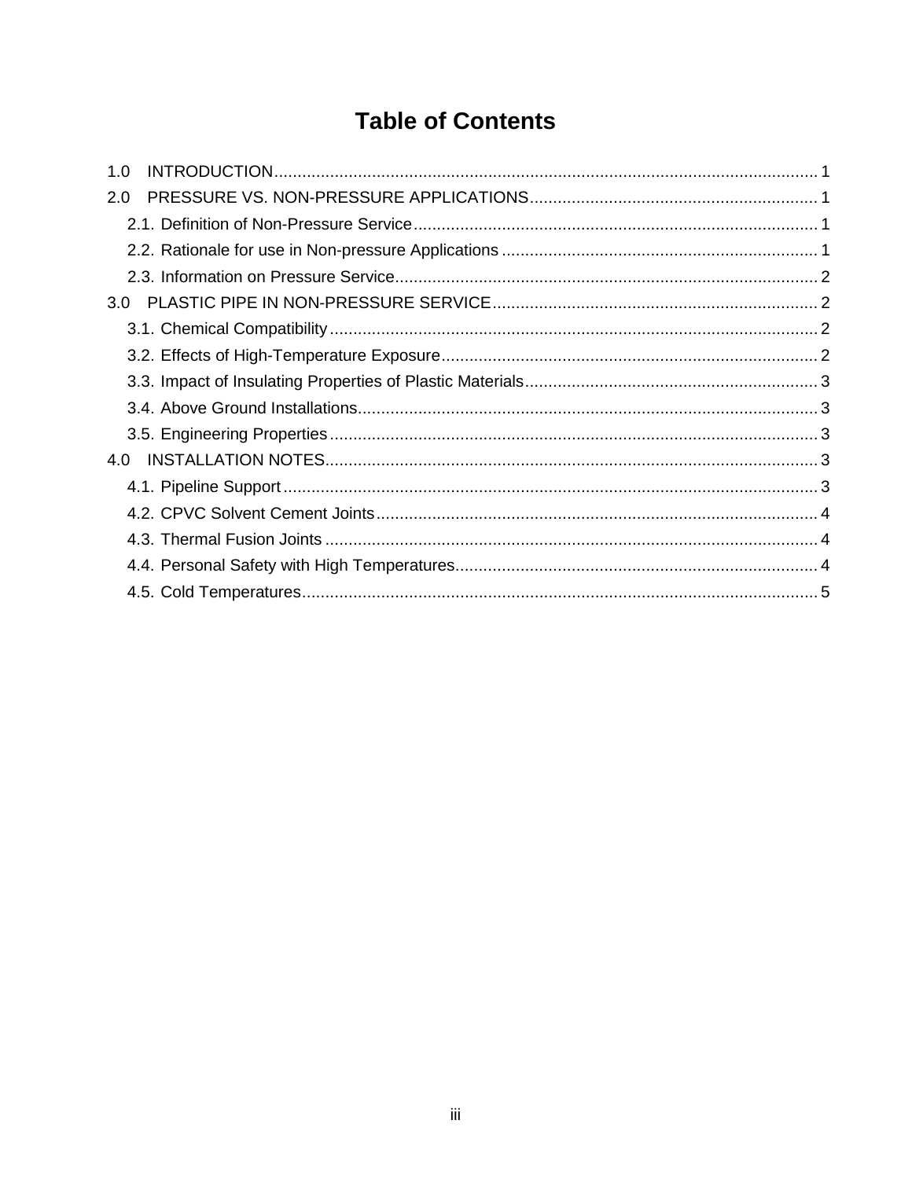# Table of Contents

1.0 INTRODUCTION .................................................... 1

2.0 PRESSURE VS. NON-PRESSURE APPLICATIONS .................................................... 1

- 2.1. Definition of Non-Pressure Service .................................................... 1
- 2.2. Rationale for use in Non-pressure Applications .................................................... 1
- 2.3. Information on Pressure Service .................................................... 2

3.0 PLASTIC PIPE IN NON-PRESSURE SERVICE .................................................... 2

- 3.1. Chemical Compatibility .................................................... 2
- 3.2. Effects of High-Temperature Exposure .................................................... 2
- 3.3. Impact of Insulating Properties of Plastic Materials .................................................... 3
- 3.4. Above Ground Installations .................................................... 3
- 3.5. Engineering Properties .................................................... 3

4.0 INSTALLATION NOTES .................................................... 3

- 4.1. Pipeline Support .................................................... 3
- 4.2. CPVC Solvent Cement Joints .................................................... 4
- 4.3. Thermal Fusion Joints .................................................... 4
- 4.4. Personal Safety with High Temperatures .................................................... 4
- 4.5. Cold Temperatures .................................................... 5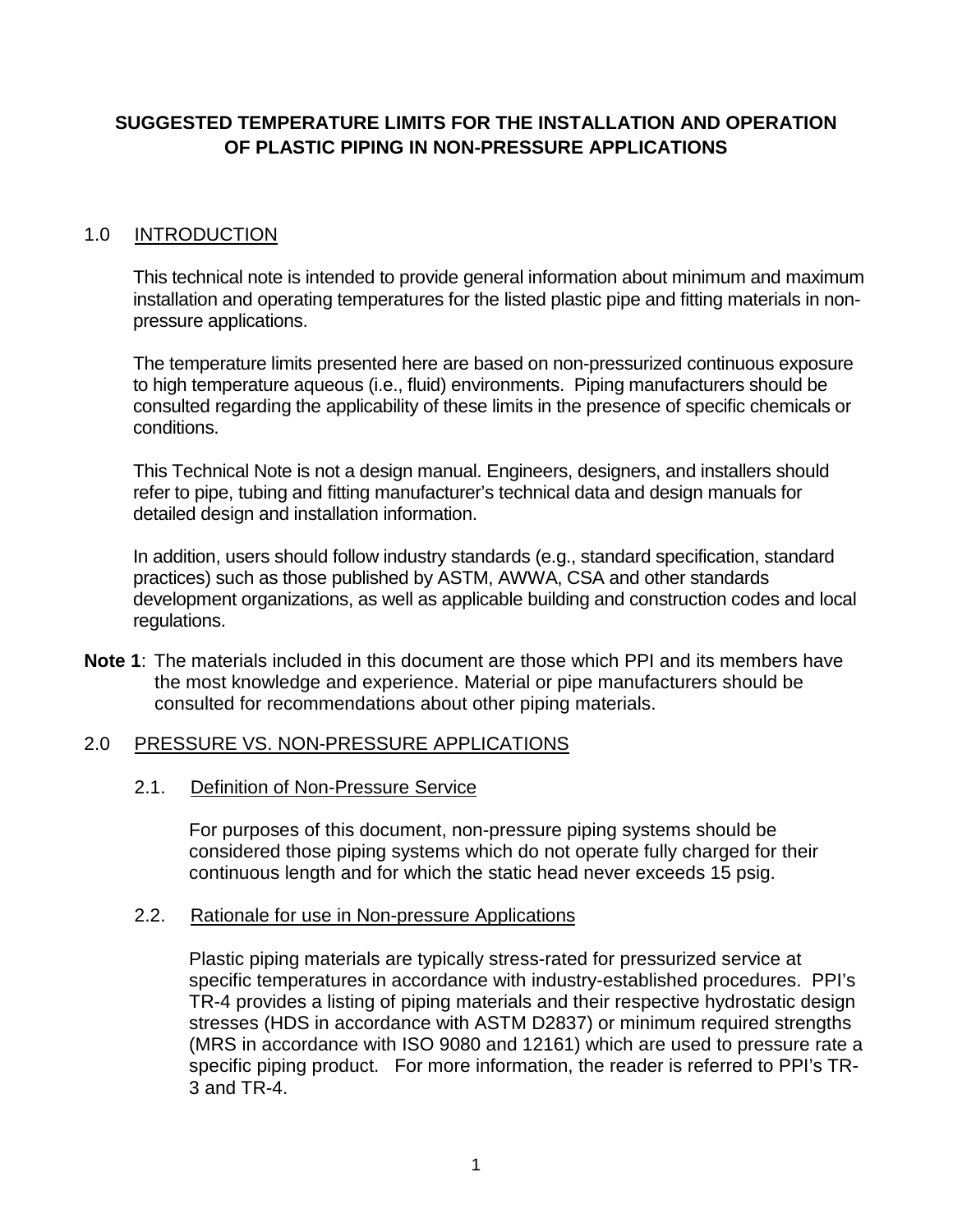# SUGGESTED TEMPERATURE LIMITS FOR THE INSTALLATION AND OPERATION OF PLASTIC PIPING IN NON-PRESSURE APPLICATIONS

## 1.0 INTRODUCTION

This technical note is intended to provide general information about minimum and maximum installation and operating temperatures for the listed plastic pipe and fitting materials in non-pressure applications.

The temperature limits presented here are based on non-pressurized continuous exposure to high temperature aqueous (i.e., fluid) environments. Piping manufacturers should be consulted regarding the applicability of these limits in the presence of specific chemicals or conditions.

This Technical Note is not a design manual. Engineers, designers, and installers should refer to pipe, tubing and fitting manufacturer's technical data and design manuals for detailed design and installation information.

In addition, users should follow industry standards (e.g., standard specification, standard practices) such as those published by ASTM, AWWA, CSA and other standards development organizations, as well as applicable building and construction codes and local regulations.

**Note 1**: The materials included in this document are those which PPI and its members have the most knowledge and experience. Material or pipe manufacturers should be consulted for recommendations about other piping materials.

## 2.0 PRESSURE VS. NON-PRESSURE APPLICATIONS

### 2.1. Definition of Non-Pressure Service

For purposes of this document, non-pressure piping systems should be considered those piping systems which do not operate fully charged for their continuous length and for which the static head never exceeds 15 psig.

### 2.2. Rationale for use in Non-pressure Applications

Plastic piping materials are typically stress-rated for pressurized service at specific temperatures in accordance with industry-established procedures. PPI's TR-4 provides a listing of piping materials and their respective hydrostatic design stresses (HDS in accordance with ASTM D2837) or minimum required strengths (MRS in accordance with ISO 9080 and 12161) which are used to pressure rate a specific piping product. For more information, the reader is referred to PPI's TR-3 and TR-4.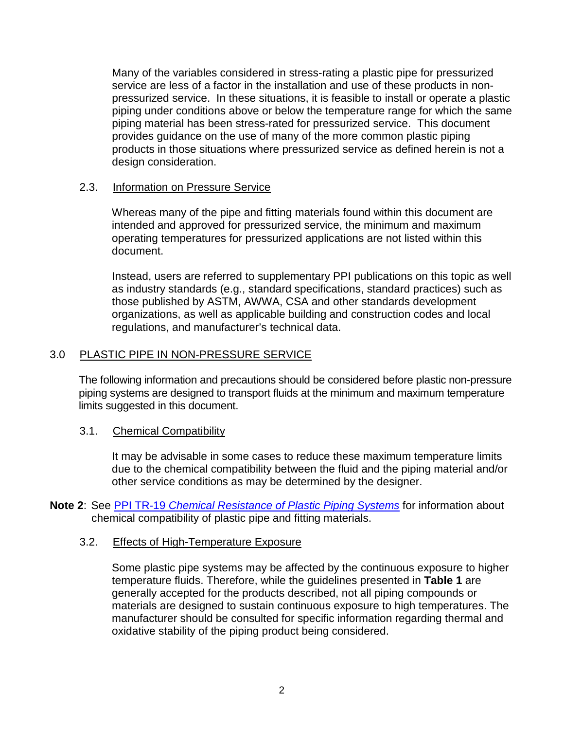Many of the variables considered in stress-rating a plastic pipe for pressurized service are less of a factor in the installation and use of these products in non-pressurized service. In these situations, it is feasible to install or operate a plastic piping under conditions above or below the temperature range for which the same piping material has been stress-rated for pressurized service. This document provides guidance on the use of many of the more common plastic piping products in those situations where pressurized service as defined herein is not a design consideration.

### 2.3. Information on Pressure Service

Whereas many of the pipe and fitting materials found within this document are intended and approved for pressurized service, the minimum and maximum operating temperatures for pressurized applications are not listed within this document.

Instead, users are referred to supplementary PPI publications on this topic as well as industry standards (e.g., standard specifications, standard practices) such as those published by ASTM, AWWA, CSA and other standards development organizations, as well as applicable building and construction codes and local regulations, and manufacturer's technical data.

## 3.0 PLASTIC PIPE IN NON-PRESSURE SERVICE

The following information and precautions should be considered before plastic non-pressure piping systems are designed to transport fluids at the minimum and maximum temperature limits suggested in this document.

### 3.1. Chemical Compatibility

It may be advisable in some cases to reduce these maximum temperature limits due to the chemical compatibility between the fluid and the piping material and/or other service conditions as may be determined by the designer.

**Note 2**: See PPI TR-19 *Chemical Resistance of Plastic Piping Systems* for information about chemical compatibility of plastic pipe and fitting materials.

### 3.2. Effects of High-Temperature Exposure

Some plastic pipe systems may be affected by the continuous exposure to higher temperature fluids. Therefore, while the guidelines presented in **Table 1** are generally accepted for the products described, not all piping compounds or materials are designed to sustain continuous exposure to high temperatures. The manufacturer should be consulted for specific information regarding thermal and oxidative stability of the piping product being considered.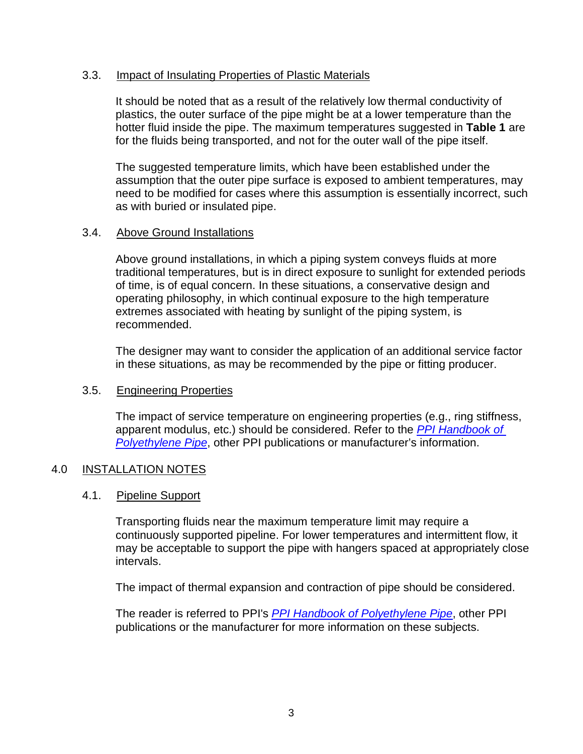### 3.3. Impact of Insulating Properties of Plastic Materials

It should be noted that as a result of the relatively low thermal conductivity of plastics, the outer surface of the pipe might be at a lower temperature than the hotter fluid inside the pipe. The maximum temperatures suggested in **Table 1** are for the fluids being transported, and not for the outer wall of the pipe itself.

The suggested temperature limits, which have been established under the assumption that the outer pipe surface is exposed to ambient temperatures, may need to be modified for cases where this assumption is essentially incorrect, such as with buried or insulated pipe.

### 3.4. Above Ground Installations

Above ground installations, in which a piping system conveys fluids at more traditional temperatures, but is in direct exposure to sunlight for extended periods of time, is of equal concern. In these situations, a conservative design and operating philosophy, in which continual exposure to the high temperature extremes associated with heating by sunlight of the piping system, is recommended.

The designer may want to consider the application of an additional service factor in these situations, as may be recommended by the pipe or fitting producer.

### 3.5. Engineering Properties

The impact of service temperature on engineering properties (e.g., ring stiffness, apparent modulus, etc.) should be considered. Refer to the *PPI Handbook of Polyethylene Pipe*, other PPI publications or manufacturer's information.

## 4.0 INSTALLATION NOTES

### 4.1. Pipeline Support

Transporting fluids near the maximum temperature limit may require a continuously supported pipeline. For lower temperatures and intermittent flow, it may be acceptable to support the pipe with hangers spaced at appropriately close intervals.

The impact of thermal expansion and contraction of pipe should be considered.

The reader is referred to PPI's *PPI Handbook of Polyethylene Pipe*, other PPI publications or the manufacturer for more information on these subjects.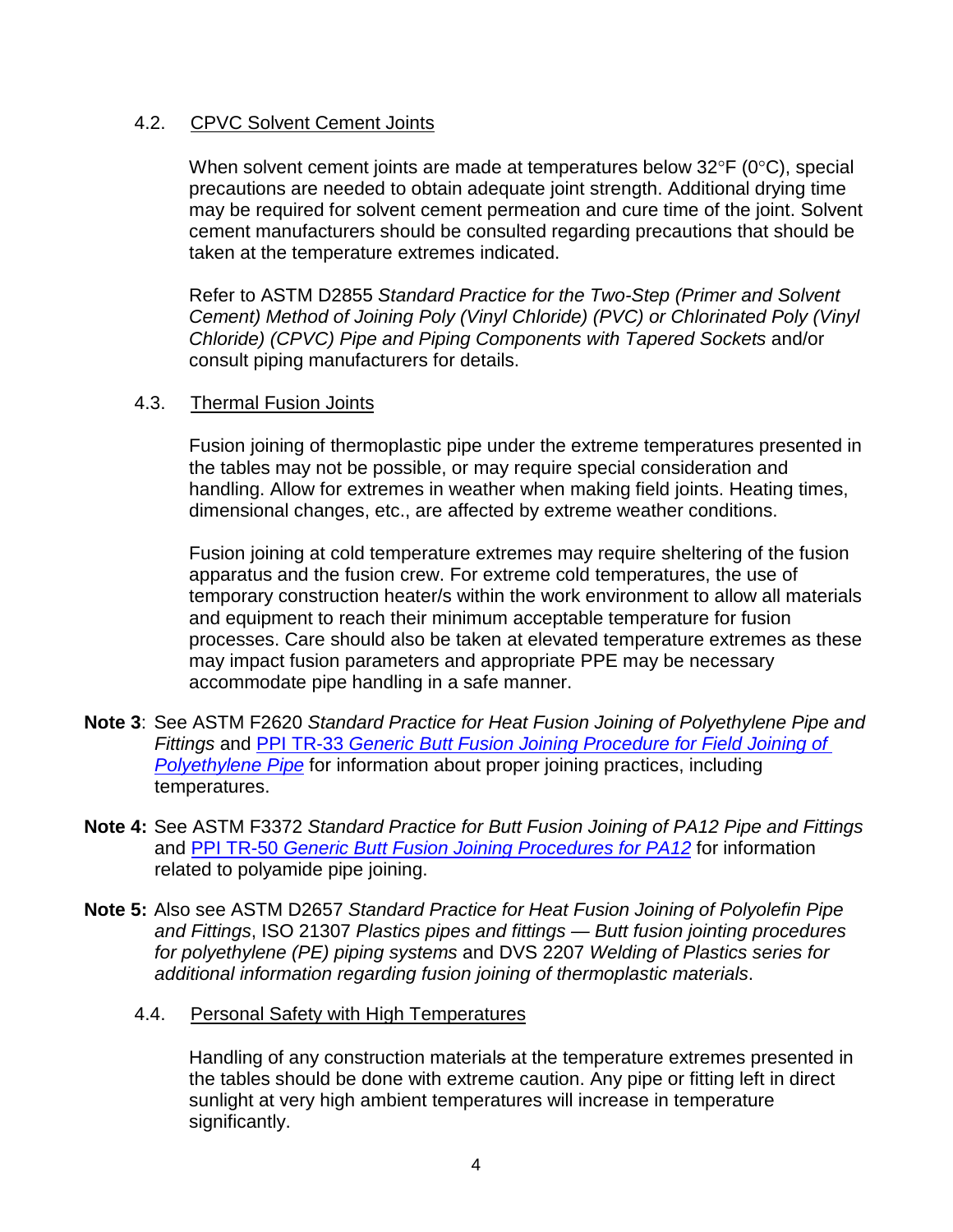### 4.2. CPVC Solvent Cement Joints

When solvent cement joints are made at temperatures below 32°F (0°C), special precautions are needed to obtain adequate joint strength. Additional drying time may be required for solvent cement permeation and cure time of the joint. Solvent cement manufacturers should be consulted regarding precautions that should be taken at the temperature extremes indicated.

Refer to ASTM D2855 *Standard Practice for the Two-Step (Primer and Solvent Cement) Method of Joining Poly (Vinyl Chloride) (PVC) or Chlorinated Poly (Vinyl Chloride) (CPVC) Pipe and Piping Components with Tapered Sockets* and/or consult piping manufacturers for details.

### 4.3. Thermal Fusion Joints

Fusion joining of thermoplastic pipe under the extreme temperatures presented in the tables may not be possible, or may require special consideration and handling. Allow for extremes in weather when making field joints. Heating times, dimensional changes, etc., are affected by extreme weather conditions.

Fusion joining at cold temperature extremes may require sheltering of the fusion apparatus and the fusion crew. For extreme cold temperatures, the use of temporary construction heater/s within the work environment to allow all materials and equipment to reach their minimum acceptable temperature for fusion processes. Care should also be taken at elevated temperature extremes as these may impact fusion parameters and appropriate PPE may be necessary accommodate pipe handling in a safe manner.

**Note 3**: See ASTM F2620 *Standard Practice for Heat Fusion Joining of Polyethylene Pipe and Fittings* and PPI TR-33 *Generic Butt Fusion Joining Procedure for Field Joining of Polyethylene Pipe* for information about proper joining practices, including temperatures.

**Note 4:** See ASTM F3372 *Standard Practice for Butt Fusion Joining of PA12 Pipe and Fittings* and PPI TR-50 *Generic Butt Fusion Joining Procedures for PA12* for information related to polyamide pipe joining.

**Note 5:** Also see ASTM D2657 *Standard Practice for Heat Fusion Joining of Polyolefin Pipe and Fittings*, ISO 21307 *Plastics pipes and fittings — Butt fusion jointing procedures for polyethylene (PE) piping systems* and DVS 2207 *Welding of Plastics series for additional information regarding fusion joining of thermoplastic materials*.

### 4.4. Personal Safety with High Temperatures

Handling of any construction materials at the temperature extremes presented in the tables should be done with extreme caution. Any pipe or fitting left in direct sunlight at very high ambient temperatures will increase in temperature significantly.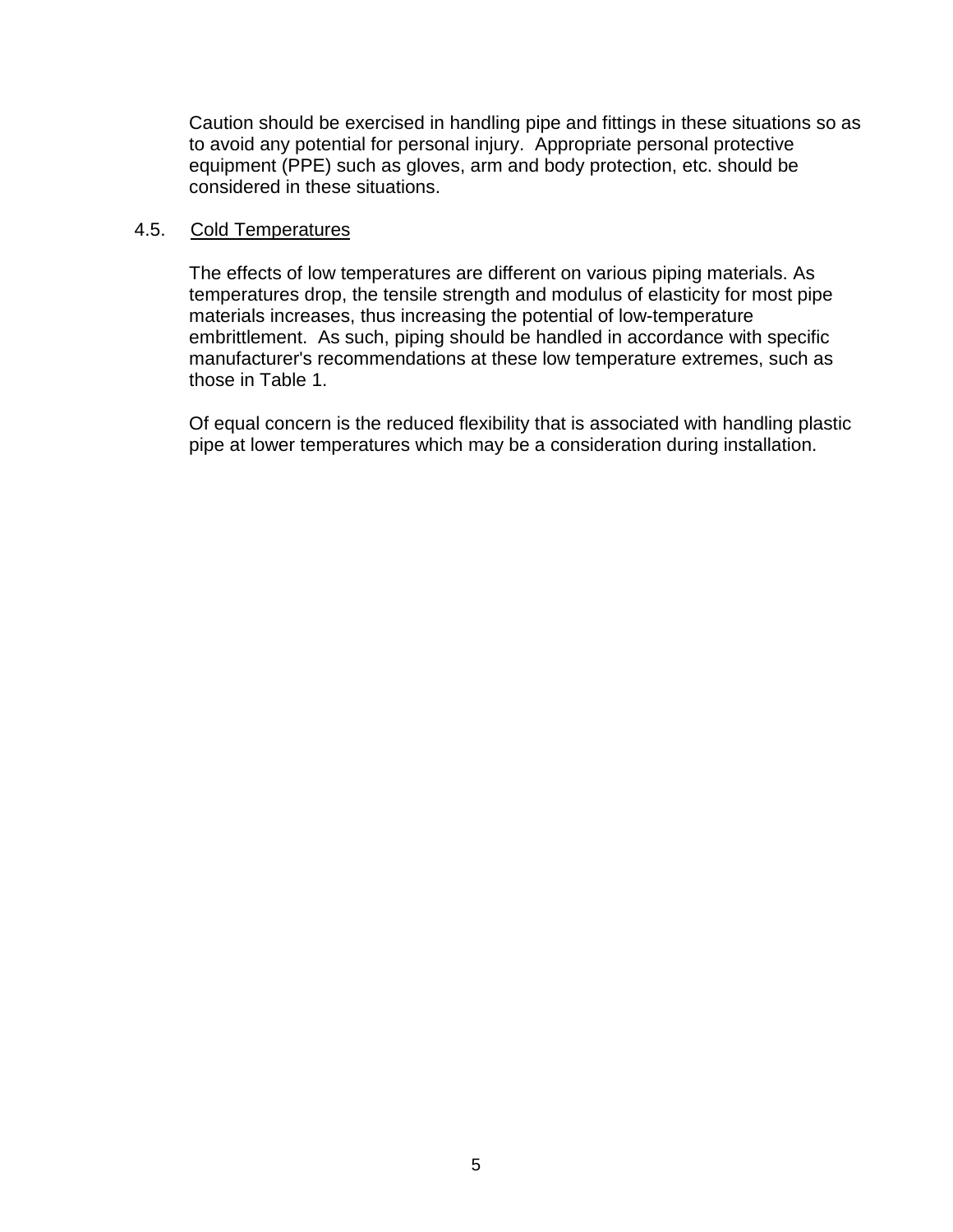Caution should be exercised in handling pipe and fittings in these situations so as to avoid any potential for personal injury. Appropriate personal protective equipment (PPE) such as gloves, arm and body protection, etc. should be considered in these situations.

## 4.5. Cold Temperatures

The effects of low temperatures are different on various piping materials. As temperatures drop, the tensile strength and modulus of elasticity for most pipe materials increases, thus increasing the potential of low-temperature embrittlement. As such, piping should be handled in accordance with specific manufacturer's recommendations at these low temperature extremes, such as those in Table 1.

Of equal concern is the reduced flexibility that is associated with handling plastic pipe at lower temperatures which may be a consideration during installation.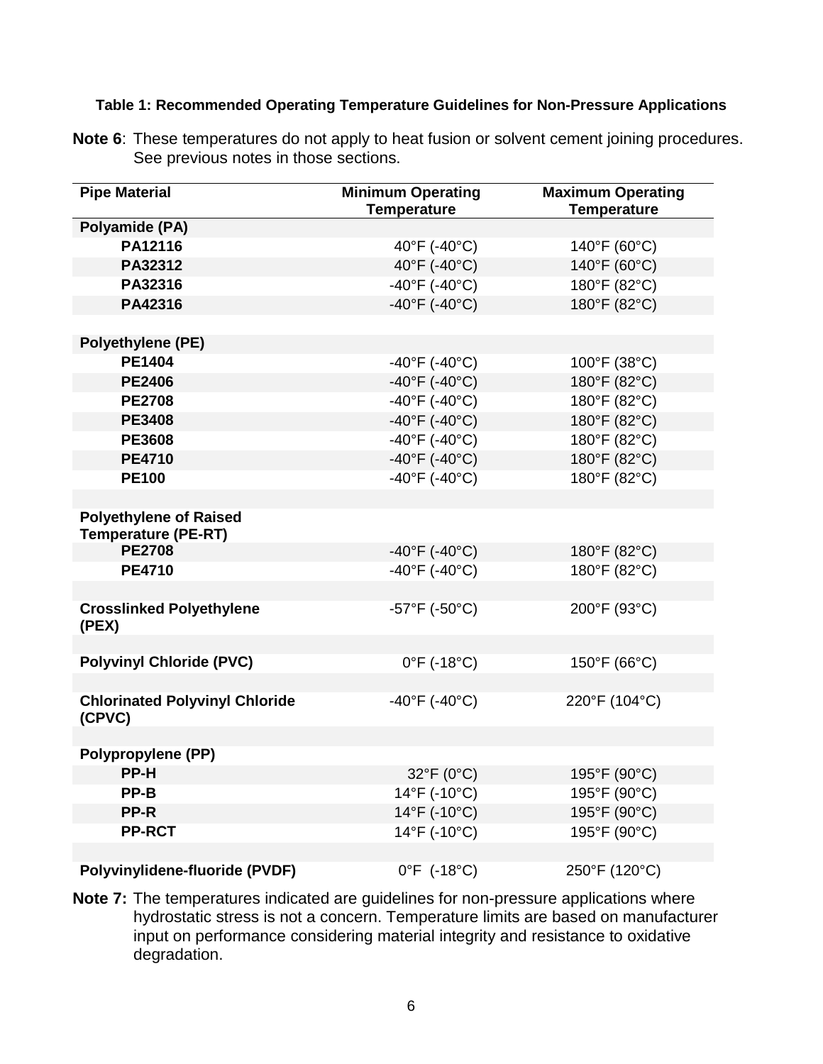**Table 1: Recommended Operating Temperature Guidelines for Non-Pressure Applications**

**Note 6**: These temperatures do not apply to heat fusion or solvent cement joining procedures. See previous notes in those sections.

| Pipe Material | Minimum Operating Temperature | Maximum Operating Temperature |
| --- | --- | --- |
| **Polyamide (PA)** | | |
| **PA12116** | 40°F (-40°C) | 140°F (60°C) |
| **PA32312** | 40°F (-40°C) | 140°F (60°C) |
| **PA32316** | -40°F (-40°C) | 180°F (82°C) |
| **PA42316** | -40°F (-40°C) | 180°F (82°C) |
| | | |
| **Polyethylene (PE)** | | |
| **PE1404** | -40°F (-40°C) | 100°F (38°C) |
| **PE2406** | -40°F (-40°C) | 180°F (82°C) |
| **PE2708** | -40°F (-40°C) | 180°F (82°C) |
| **PE3408** | -40°F (-40°C) | 180°F (82°C) |
| **PE3608** | -40°F (-40°C) | 180°F (82°C) |
| **PE4710** | -40°F (-40°C) | 180°F (82°C) |
| **PE100** | -40°F (-40°C) | 180°F (82°C) |
| | | |
| **Polyethylene of Raised Temperature (PE-RT)** | | |
| **PE2708** | -40°F (-40°C) | 180°F (82°C) |
| **PE4710** | -40°F (-40°C) | 180°F (82°C) |
| | | |
| **Crosslinked Polyethylene (PEX)** | -57°F (-50°C) | 200°F (93°C) |
| | | |
| **Polyvinyl Chloride (PVC)** | 0°F (-18°C) | 150°F (66°C) |
| | | |
| **Chlorinated Polyvinyl Chloride (CPVC)** | -40°F (-40°C) | 220°F (104°C) |
| | | |
| **Polypropylene (PP)** | | |
| **PP-H** | 32°F (0°C) | 195°F (90°C) |
| **PP-B** | 14°F (-10°C) | 195°F (90°C) |
| **PP-R** | 14°F (-10°C) | 195°F (90°C) |
| **PP-RCT** | 14°F (-10°C) | 195°F (90°C) |
| | | |
| **Polyvinylidene-fluoride (PVDF)** | 0°F (-18°C) | 250°F (120°C) |

**Note 7:** The temperatures indicated are guidelines for non-pressure applications where hydrostatic stress is not a concern. Temperature limits are based on manufacturer input on performance considering material integrity and resistance to oxidative degradation.